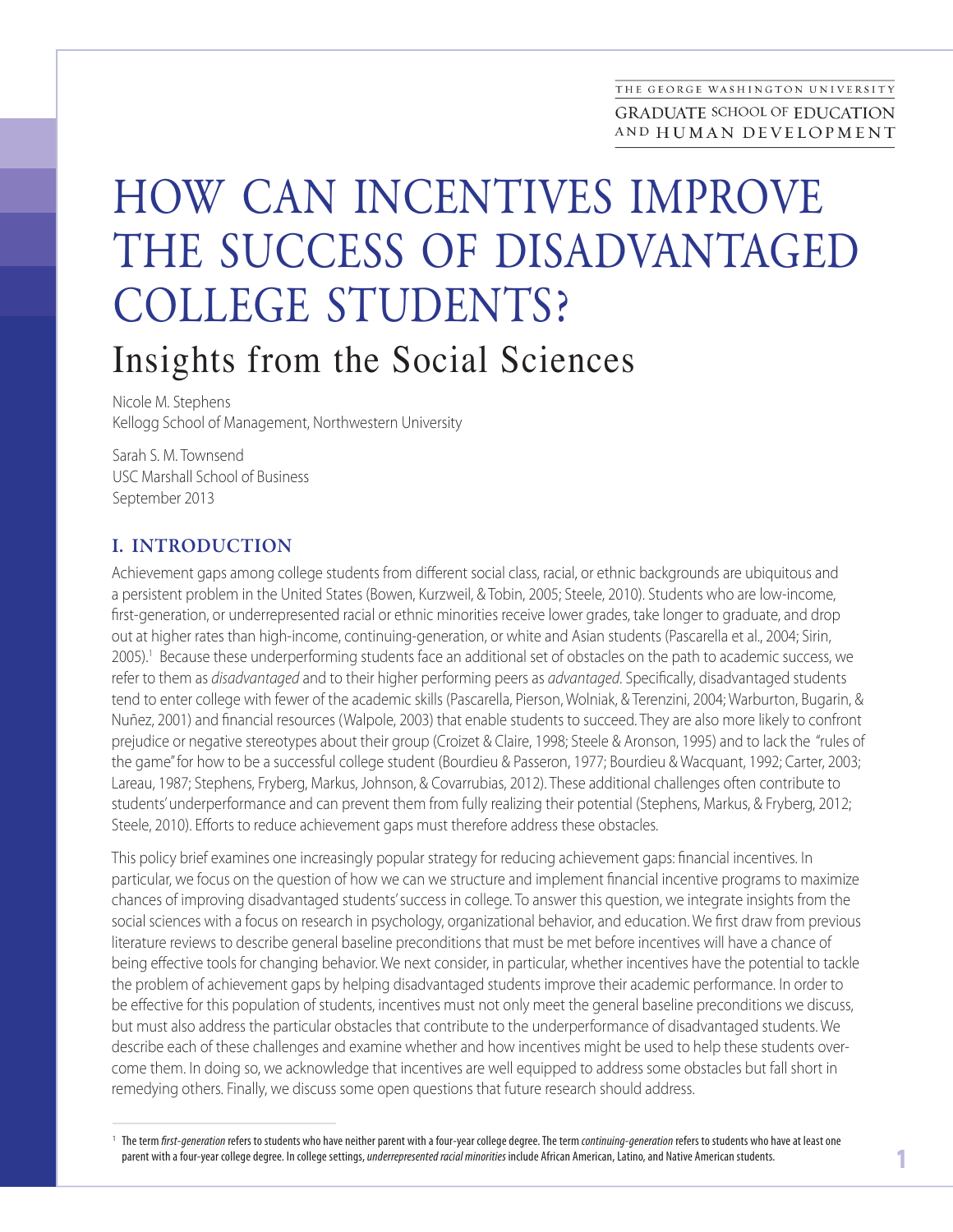THE GEORGE WASHINGTON UNIVERSITY
GRADUATE SCHOOL OF EDUCATION AND HUMAN DEVELOPMENT

# HOW CAN INCENTIVES IMPROVE THE SUCCESS OF DISADVANTAGED COLLEGE STUDENTS?

## Insights from the Social Sciences

Nicole M. Stephens
Kellogg School of Management, Northwestern University

Sarah S. M. Townsend
USC Marshall School of Business
September 2013

## I. INTRODUCTION

Achievement gaps among college students from different social class, racial, or ethnic backgrounds are ubiquitous and a persistent problem in the United States (Bowen, Kurzweil, & Tobin, 2005; Steele, 2010). Students who are low-income, first-generation, or underrepresented racial or ethnic minorities receive lower grades, take longer to graduate, and drop out at higher rates than high-income, continuing-generation, or white and Asian students (Pascarella et al., 2004; Sirin, 2005).[1] Because these underperforming students face an additional set of obstacles on the path to academic success, we refer to them as *disadvantaged* and to their higher performing peers as *advantaged*. Specifically, disadvantaged students tend to enter college with fewer of the academic skills (Pascarella, Pierson, Wolniak, & Terenzini, 2004; Warburton, Bugarin, & Nuñez, 2001) and financial resources (Walpole, 2003) that enable students to succeed. They are also more likely to confront prejudice or negative stereotypes about their group (Croizet & Claire, 1998; Steele & Aronson, 1995) and to lack the "rules of the game" for how to be a successful college student (Bourdieu & Passeron, 1977; Bourdieu & Wacquant, 1992; Carter, 2003; Lareau, 1987; Stephens, Fryberg, Markus, Johnson, & Covarrubias, 2012). These additional challenges often contribute to students' underperformance and can prevent them from fully realizing their potential (Stephens, Markus, & Fryberg, 2012; Steele, 2010). Efforts to reduce achievement gaps must therefore address these obstacles.

This policy brief examines one increasingly popular strategy for reducing achievement gaps: financial incentives. In particular, we focus on the question of how we can we structure and implement financial incentive programs to maximize chances of improving disadvantaged students' success in college. To answer this question, we integrate insights from the social sciences with a focus on research in psychology, organizational behavior, and education. We first draw from previous literature reviews to describe general baseline preconditions that must be met before incentives will have a chance of being effective tools for changing behavior. We next consider, in particular, whether incentives have the potential to tackle the problem of achievement gaps by helping disadvantaged students improve their academic performance. In order to be effective for this population of students, incentives must not only meet the general baseline preconditions we discuss, but must also address the particular obstacles that contribute to the underperformance of disadvantaged students. We describe each of these challenges and examine whether and how incentives might be used to help these students overcome them. In doing so, we acknowledge that incentives are well equipped to address some obstacles but fall short in remedying others. Finally, we discuss some open questions that future research should address.

[1] The term *first-generation* refers to students who have neither parent with a four-year college degree. The term *continuing-generation* refers to students who have at least one parent with a four-year college degree. In college settings, *underrepresented racial minorities* include African American, Latino, and Native American students.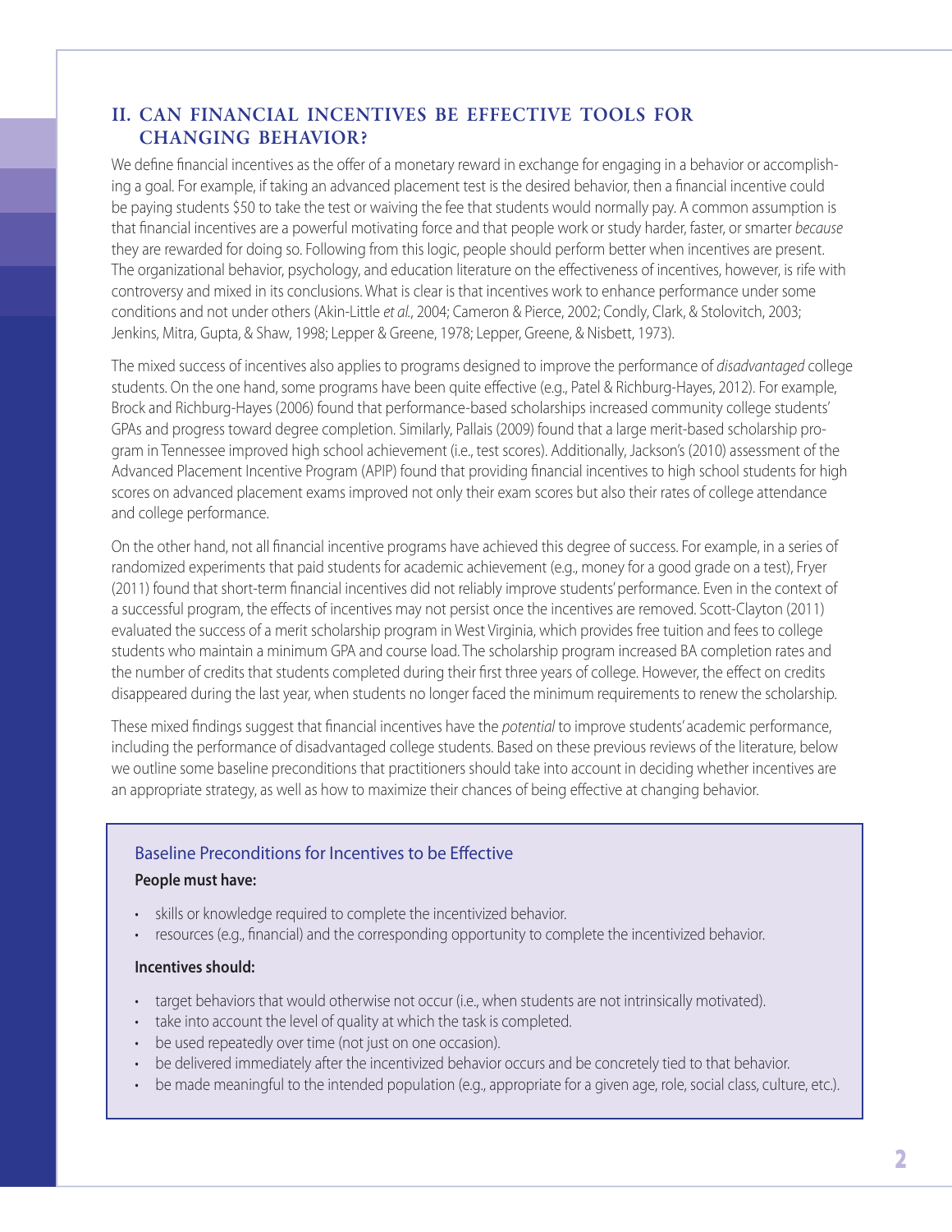## II. CAN FINANCIAL INCENTIVES BE EFFECTIVE TOOLS FOR CHANGING BEHAVIOR?

We define financial incentives as the offer of a monetary reward in exchange for engaging in a behavior or accomplishing a goal. For example, if taking an advanced placement test is the desired behavior, then a financial incentive could be paying students $50 to take the test or waiving the fee that students would normally pay. A common assumption is that financial incentives are a powerful motivating force and that people work or study harder, faster, or smarter *because* they are rewarded for doing so. Following from this logic, people should perform better when incentives are present. The organizational behavior, psychology, and education literature on the effectiveness of incentives, however, is rife with controversy and mixed in its conclusions. What is clear is that incentives work to enhance performance under some conditions and not under others (Akin-Little *et al.*, 2004; Cameron & Pierce, 2002; Condly, Clark, & Stolovitch, 2003; Jenkins, Mitra, Gupta, & Shaw, 1998; Lepper & Greene, 1978; Lepper, Greene, & Nisbett, 1973).

The mixed success of incentives also applies to programs designed to improve the performance of *disadvantaged* college students. On the one hand, some programs have been quite effective (e.g., Patel & Richburg-Hayes, 2012). For example, Brock and Richburg-Hayes (2006) found that performance-based scholarships increased community college students' GPAs and progress toward degree completion. Similarly, Pallais (2009) found that a large merit-based scholarship program in Tennessee improved high school achievement (i.e., test scores). Additionally, Jackson's (2010) assessment of the Advanced Placement Incentive Program (APIP) found that providing financial incentives to high school students for high scores on advanced placement exams improved not only their exam scores but also their rates of college attendance and college performance.

On the other hand, not all financial incentive programs have achieved this degree of success. For example, in a series of randomized experiments that paid students for academic achievement (e.g., money for a good grade on a test), Fryer (2011) found that short-term financial incentives did not reliably improve students' performance. Even in the context of a successful program, the effects of incentives may not persist once the incentives are removed. Scott-Clayton (2011) evaluated the success of a merit scholarship program in West Virginia, which provides free tuition and fees to college students who maintain a minimum GPA and course load. The scholarship program increased BA completion rates and the number of credits that students completed during their first three years of college. However, the effect on credits disappeared during the last year, when students no longer faced the minimum requirements to renew the scholarship.

These mixed findings suggest that financial incentives have the *potential* to improve students' academic performance, including the performance of disadvantaged college students. Based on these previous reviews of the literature, below we outline some baseline preconditions that practitioners should take into account in deciding whether incentives are an appropriate strategy, as well as how to maximize their chances of being effective at changing behavior.

### Baseline Preconditions for Incentives to be Effective

**People must have:**

- skills or knowledge required to complete the incentivized behavior.
- resources (e.g., financial) and the corresponding opportunity to complete the incentivized behavior.

**Incentives should:**

- target behaviors that would otherwise not occur (i.e., when students are not intrinsically motivated).
- take into account the level of quality at which the task is completed.
- be used repeatedly over time (not just on one occasion).
- be delivered immediately after the incentivized behavior occurs and be concretely tied to that behavior.
- be made meaningful to the intended population (e.g., appropriate for a given age, role, social class, culture, etc.).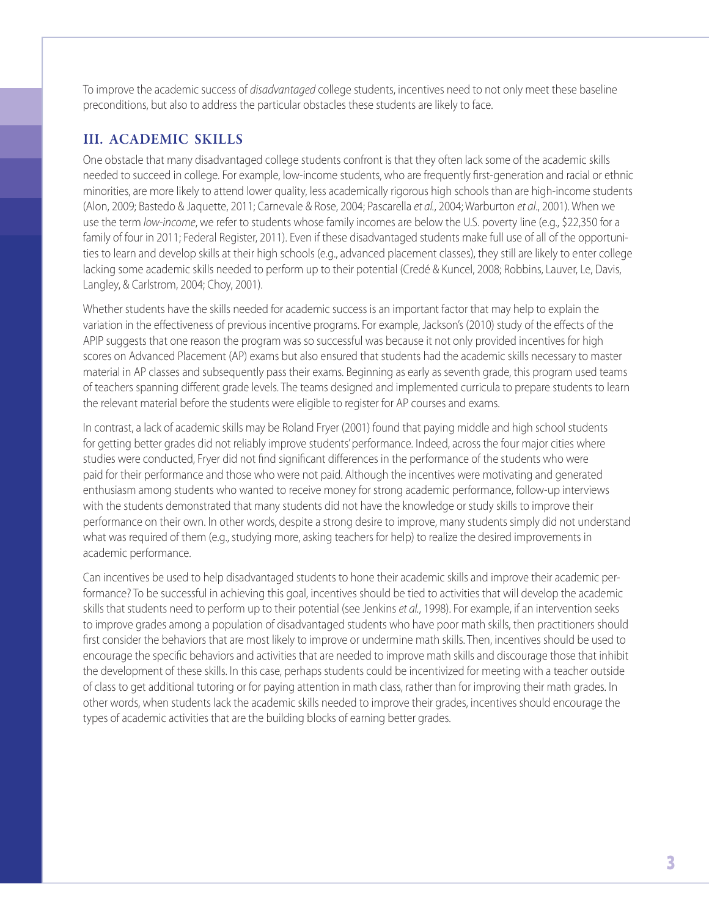To improve the academic success of *disadvantaged* college students, incentives need to not only meet these baseline preconditions, but also to address the particular obstacles these students are likely to face.

## III. ACADEMIC SKILLS

One obstacle that many disadvantaged college students confront is that they often lack some of the academic skills needed to succeed in college. For example, low-income students, who are frequently first-generation and racial or ethnic minorities, are more likely to attend lower quality, less academically rigorous high schools than are high-income students (Alon, 2009; Bastedo & Jaquette, 2011; Carnevale & Rose, 2004; Pascarella *et al.*, 2004; Warburton *et al.*, 2001). When we use the term *low-income*, we refer to students whose family incomes are below the U.S. poverty line (e.g., $22,350 for a family of four in 2011; Federal Register, 2011). Even if these disadvantaged students make full use of all of the opportunities to learn and develop skills at their high schools (e.g., advanced placement classes), they still are likely to enter college lacking some academic skills needed to perform up to their potential (Credé & Kuncel, 2008; Robbins, Lauver, Le, Davis, Langley, & Carlstrom, 2004; Choy, 2001).

Whether students have the skills needed for academic success is an important factor that may help to explain the variation in the effectiveness of previous incentive programs. For example, Jackson's (2010) study of the effects of the APIP suggests that one reason the program was so successful was because it not only provided incentives for high scores on Advanced Placement (AP) exams but also ensured that students had the academic skills necessary to master material in AP classes and subsequently pass their exams. Beginning as early as seventh grade, this program used teams of teachers spanning different grade levels. The teams designed and implemented curricula to prepare students to learn the relevant material before the students were eligible to register for AP courses and exams.

In contrast, a lack of academic skills may be Roland Fryer (2001) found that paying middle and high school students for getting better grades did not reliably improve students' performance. Indeed, across the four major cities where studies were conducted, Fryer did not find significant differences in the performance of the students who were paid for their performance and those who were not paid. Although the incentives were motivating and generated enthusiasm among students who wanted to receive money for strong academic performance, follow-up interviews with the students demonstrated that many students did not have the knowledge or study skills to improve their performance on their own. In other words, despite a strong desire to improve, many students simply did not understand what was required of them (e.g., studying more, asking teachers for help) to realize the desired improvements in academic performance.

Can incentives be used to help disadvantaged students to hone their academic skills and improve their academic performance? To be successful in achieving this goal, incentives should be tied to activities that will develop the academic skills that students need to perform up to their potential (see Jenkins *et al.*, 1998). For example, if an intervention seeks to improve grades among a population of disadvantaged students who have poor math skills, then practitioners should first consider the behaviors that are most likely to improve or undermine math skills. Then, incentives should be used to encourage the specific behaviors and activities that are needed to improve math skills and discourage those that inhibit the development of these skills. In this case, perhaps students could be incentivized for meeting with a teacher outside of class to get additional tutoring or for paying attention in math class, rather than for improving their math grades. In other words, when students lack the academic skills needed to improve their grades, incentives should encourage the types of academic activities that are the building blocks of earning better grades.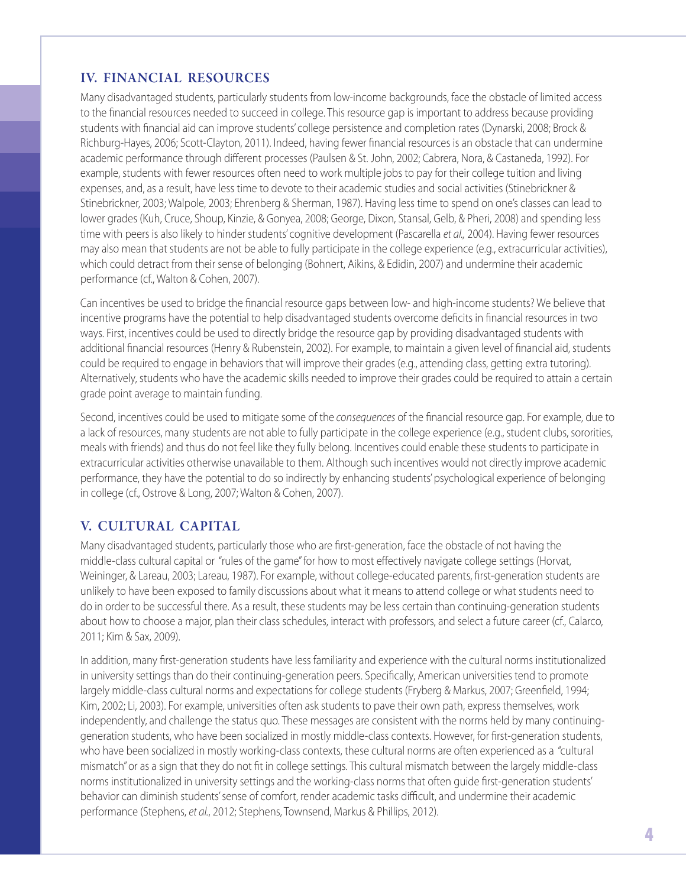## IV. FINANCIAL RESOURCES

Many disadvantaged students, particularly students from low-income backgrounds, face the obstacle of limited access to the financial resources needed to succeed in college. This resource gap is important to address because providing students with financial aid can improve students' college persistence and completion rates (Dynarski, 2008; Brock & Richburg-Hayes, 2006; Scott-Clayton, 2011). Indeed, having fewer financial resources is an obstacle that can undermine academic performance through different processes (Paulsen & St. John, 2002; Cabrera, Nora, & Castaneda, 1992). For example, students with fewer resources often need to work multiple jobs to pay for their college tuition and living expenses, and, as a result, have less time to devote to their academic studies and social activities (Stinebrickner & Stinebrickner, 2003; Walpole, 2003; Ehrenberg & Sherman, 1987). Having less time to spend on one's classes can lead to lower grades (Kuh, Cruce, Shoup, Kinzie, & Gonyea, 2008; George, Dixon, Stansal, Gelb, & Pheri, 2008) and spending less time with peers is also likely to hinder students' cognitive development (Pascarella *et al.,* 2004). Having fewer resources may also mean that students are not be able to fully participate in the college experience (e.g., extracurricular activities), which could detract from their sense of belonging (Bohnert, Aikins, & Edidin, 2007) and undermine their academic performance (cf., Walton & Cohen, 2007).

Can incentives be used to bridge the financial resource gaps between low- and high-income students? We believe that incentive programs have the potential to help disadvantaged students overcome deficits in financial resources in two ways. First, incentives could be used to directly bridge the resource gap by providing disadvantaged students with additional financial resources (Henry & Rubenstein, 2002). For example, to maintain a given level of financial aid, students could be required to engage in behaviors that will improve their grades (e.g., attending class, getting extra tutoring). Alternatively, students who have the academic skills needed to improve their grades could be required to attain a certain grade point average to maintain funding.

Second, incentives could be used to mitigate some of the *consequences* of the financial resource gap. For example, due to a lack of resources, many students are not able to fully participate in the college experience (e.g., student clubs, sororities, meals with friends) and thus do not feel like they fully belong. Incentives could enable these students to participate in extracurricular activities otherwise unavailable to them. Although such incentives would not directly improve academic performance, they have the potential to do so indirectly by enhancing students' psychological experience of belonging in college (cf., Ostrove & Long, 2007; Walton & Cohen, 2007).

## V. CULTURAL CAPITAL

Many disadvantaged students, particularly those who are first-generation, face the obstacle of not having the middle-class cultural capital or "rules of the game" for how to most effectively navigate college settings (Horvat, Weininger, & Lareau, 2003; Lareau, 1987). For example, without college-educated parents, first-generation students are unlikely to have been exposed to family discussions about what it means to attend college or what students need to do in order to be successful there. As a result, these students may be less certain than continuing-generation students about how to choose a major, plan their class schedules, interact with professors, and select a future career (cf., Calarco, 2011; Kim & Sax, 2009).

In addition, many first-generation students have less familiarity and experience with the cultural norms institutionalized in university settings than do their continuing-generation peers. Specifically, American universities tend to promote largely middle-class cultural norms and expectations for college students (Fryberg & Markus, 2007; Greenfield, 1994; Kim, 2002; Li, 2003). For example, universities often ask students to pave their own path, express themselves, work independently, and challenge the status quo. These messages are consistent with the norms held by many continuing-generation students, who have been socialized in mostly middle-class contexts. However, for first-generation students, who have been socialized in mostly working-class contexts, these cultural norms are often experienced as a "cultural mismatch" or as a sign that they do not fit in college settings. This cultural mismatch between the largely middle-class norms institutionalized in university settings and the working-class norms that often guide first-generation students' behavior can diminish students' sense of comfort, render academic tasks difficult, and undermine their academic performance (Stephens, *et al.*, 2012; Stephens, Townsend, Markus & Phillips, 2012).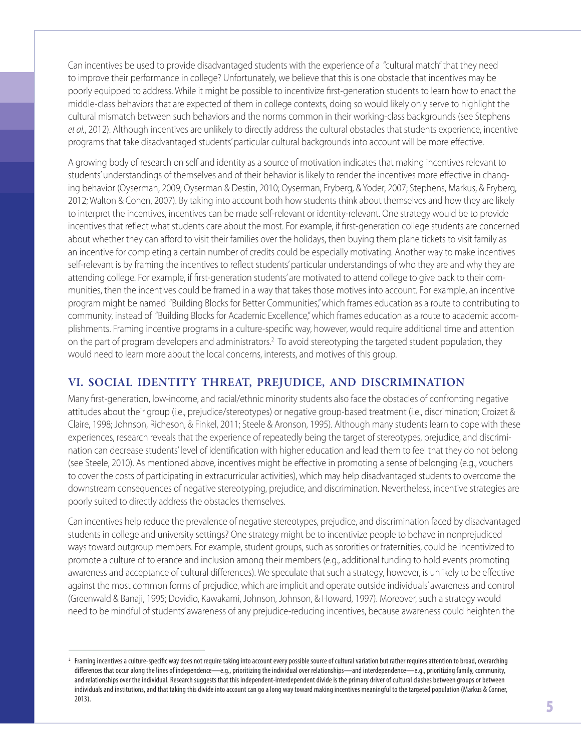Can incentives be used to provide disadvantaged students with the experience of a "cultural match" that they need to improve their performance in college? Unfortunately, we believe that this is one obstacle that incentives may be poorly equipped to address. While it might be possible to incentivize first-generation students to learn how to enact the middle-class behaviors that are expected of them in college contexts, doing so would likely only serve to highlight the cultural mismatch between such behaviors and the norms common in their working-class backgrounds (see Stephens *et al.*, 2012). Although incentives are unlikely to directly address the cultural obstacles that students experience, incentive programs that take disadvantaged students' particular cultural backgrounds into account will be more effective.

A growing body of research on self and identity as a source of motivation indicates that making incentives relevant to students' understandings of themselves and of their behavior is likely to render the incentives more effective in changing behavior (Oyserman, 2009; Oyserman & Destin, 2010; Oyserman, Fryberg, & Yoder, 2007; Stephens, Markus, & Fryberg, 2012; Walton & Cohen, 2007). By taking into account both how students think about themselves and how they are likely to interpret the incentives, incentives can be made self-relevant or identity-relevant. One strategy would be to provide incentives that reflect what students care about the most. For example, if first-generation college students are concerned about whether they can afford to visit their families over the holidays, then buying them plane tickets to visit family as an incentive for completing a certain number of credits could be especially motivating. Another way to make incentives self-relevant is by framing the incentives to reflect students' particular understandings of who they are and why they are attending college. For example, if first-generation students' are motivated to attend college to give back to their communities, then the incentives could be framed in a way that takes those motives into account. For example, an incentive program might be named "Building Blocks for Better Communities," which frames education as a route to contributing to community, instead of "Building Blocks for Academic Excellence," which frames education as a route to academic accomplishments. Framing incentive programs in a culture-specific way, however, would require additional time and attention on the part of program developers and administrators.[2] To avoid stereotyping the targeted student population, they would need to learn more about the local concerns, interests, and motives of this group.

## VI. SOCIAL IDENTITY THREAT, PREJUDICE, AND DISCRIMINATION

Many first-generation, low-income, and racial/ethnic minority students also face the obstacles of confronting negative attitudes about their group (i.e., prejudice/stereotypes) or negative group-based treatment (i.e., discrimination; Croizet & Claire, 1998; Johnson, Richeson, & Finkel, 2011; Steele & Aronson, 1995). Although many students learn to cope with these experiences, research reveals that the experience of repeatedly being the target of stereotypes, prejudice, and discrimination can decrease students' level of identification with higher education and lead them to feel that they do not belong (see Steele, 2010). As mentioned above, incentives might be effective in promoting a sense of belonging (e.g., vouchers to cover the costs of participating in extracurricular activities), which may help disadvantaged students to overcome the downstream consequences of negative stereotyping, prejudice, and discrimination. Nevertheless, incentive strategies are poorly suited to directly address the obstacles themselves.

Can incentives help reduce the prevalence of negative stereotypes, prejudice, and discrimination faced by disadvantaged students in college and university settings? One strategy might be to incentivize people to behave in nonprejudiced ways toward outgroup members. For example, student groups, such as sororities or fraternities, could be incentivized to promote a culture of tolerance and inclusion among their members (e.g., additional funding to hold events promoting awareness and acceptance of cultural differences). We speculate that such a strategy, however, is unlikely to be effective against the most common forms of prejudice, which are implicit and operate outside individuals' awareness and control (Greenwald & Banaji, 1995; Dovidio, Kawakami, Johnson, Johnson, & Howard, 1997). Moreover, such a strategy would need to be mindful of students' awareness of any prejudice-reducing incentives, because awareness could heighten the

---

[2] Framing incentives a culture-specific way does not require taking into account every possible source of cultural variation but rather requires attention to broad, overarching differences that occur along the lines of independence—e.g., prioritizing the individual over relationships—and interdependence—e.g., prioritizing family, community, and relationships over the individual. Research suggests that this independent-interdependent divide is the primary driver of cultural clashes between groups or between individuals and institutions, and that taking this divide into account can go a long way toward making incentives meaningful to the targeted population (Markus & Conner, 2013).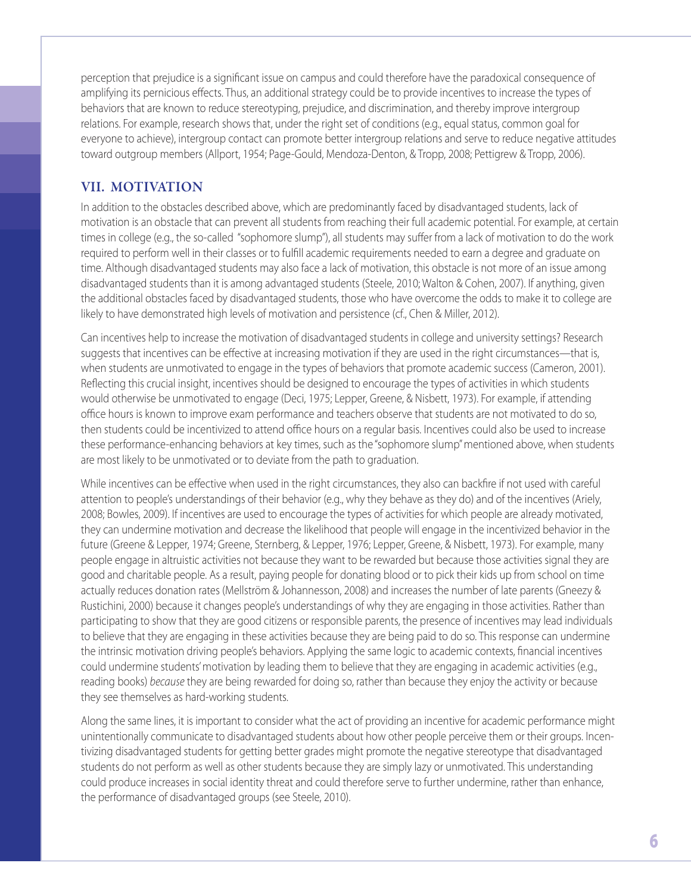perception that prejudice is a significant issue on campus and could therefore have the paradoxical consequence of amplifying its pernicious effects. Thus, an additional strategy could be to provide incentives to increase the types of behaviors that are known to reduce stereotyping, prejudice, and discrimination, and thereby improve intergroup relations. For example, research shows that, under the right set of conditions (e.g., equal status, common goal for everyone to achieve), intergroup contact can promote better intergroup relations and serve to reduce negative attitudes toward outgroup members (Allport, 1954; Page-Gould, Mendoza-Denton, & Tropp, 2008; Pettigrew & Tropp, 2006).

## VII. MOTIVATION

In addition to the obstacles described above, which are predominantly faced by disadvantaged students, lack of motivation is an obstacle that can prevent all students from reaching their full academic potential. For example, at certain times in college (e.g., the so-called "sophomore slump"), all students may suffer from a lack of motivation to do the work required to perform well in their classes or to fulfill academic requirements needed to earn a degree and graduate on time. Although disadvantaged students may also face a lack of motivation, this obstacle is not more of an issue among disadvantaged students than it is among advantaged students (Steele, 2010; Walton & Cohen, 2007). If anything, given the additional obstacles faced by disadvantaged students, those who have overcome the odds to make it to college are likely to have demonstrated high levels of motivation and persistence (cf., Chen & Miller, 2012).

Can incentives help to increase the motivation of disadvantaged students in college and university settings? Research suggests that incentives can be effective at increasing motivation if they are used in the right circumstances—that is, when students are unmotivated to engage in the types of behaviors that promote academic success (Cameron, 2001). Reflecting this crucial insight, incentives should be designed to encourage the types of activities in which students would otherwise be unmotivated to engage (Deci, 1975; Lepper, Greene, & Nisbett, 1973). For example, if attending office hours is known to improve exam performance and teachers observe that students are not motivated to do so, then students could be incentivized to attend office hours on a regular basis. Incentives could also be used to increase these performance-enhancing behaviors at key times, such as the "sophomore slump" mentioned above, when students are most likely to be unmotivated or to deviate from the path to graduation.

While incentives can be effective when used in the right circumstances, they also can backfire if not used with careful attention to people's understandings of their behavior (e.g., why they behave as they do) and of the incentives (Ariely, 2008; Bowles, 2009). If incentives are used to encourage the types of activities for which people are already motivated, they can undermine motivation and decrease the likelihood that people will engage in the incentivized behavior in the future (Greene & Lepper, 1974; Greene, Sternberg, & Lepper, 1976; Lepper, Greene, & Nisbett, 1973). For example, many people engage in altruistic activities not because they want to be rewarded but because those activities signal they are good and charitable people. As a result, paying people for donating blood or to pick their kids up from school on time actually reduces donation rates (Mellström & Johannesson, 2008) and increases the number of late parents (Gneezy & Rustichini, 2000) because it changes people's understandings of why they are engaging in those activities. Rather than participating to show that they are good citizens or responsible parents, the presence of incentives may lead individuals to believe that they are engaging in these activities because they are being paid to do so. This response can undermine the intrinsic motivation driving people's behaviors. Applying the same logic to academic contexts, financial incentives could undermine students' motivation by leading them to believe that they are engaging in academic activities (e.g., reading books) *because* they are being rewarded for doing so, rather than because they enjoy the activity or because they see themselves as hard-working students.

Along the same lines, it is important to consider what the act of providing an incentive for academic performance might unintentionally communicate to disadvantaged students about how other people perceive them or their groups. Incentivizing disadvantaged students for getting better grades might promote the negative stereotype that disadvantaged students do not perform as well as other students because they are simply lazy or unmotivated. This understanding could produce increases in social identity threat and could therefore serve to further undermine, rather than enhance, the performance of disadvantaged groups (see Steele, 2010).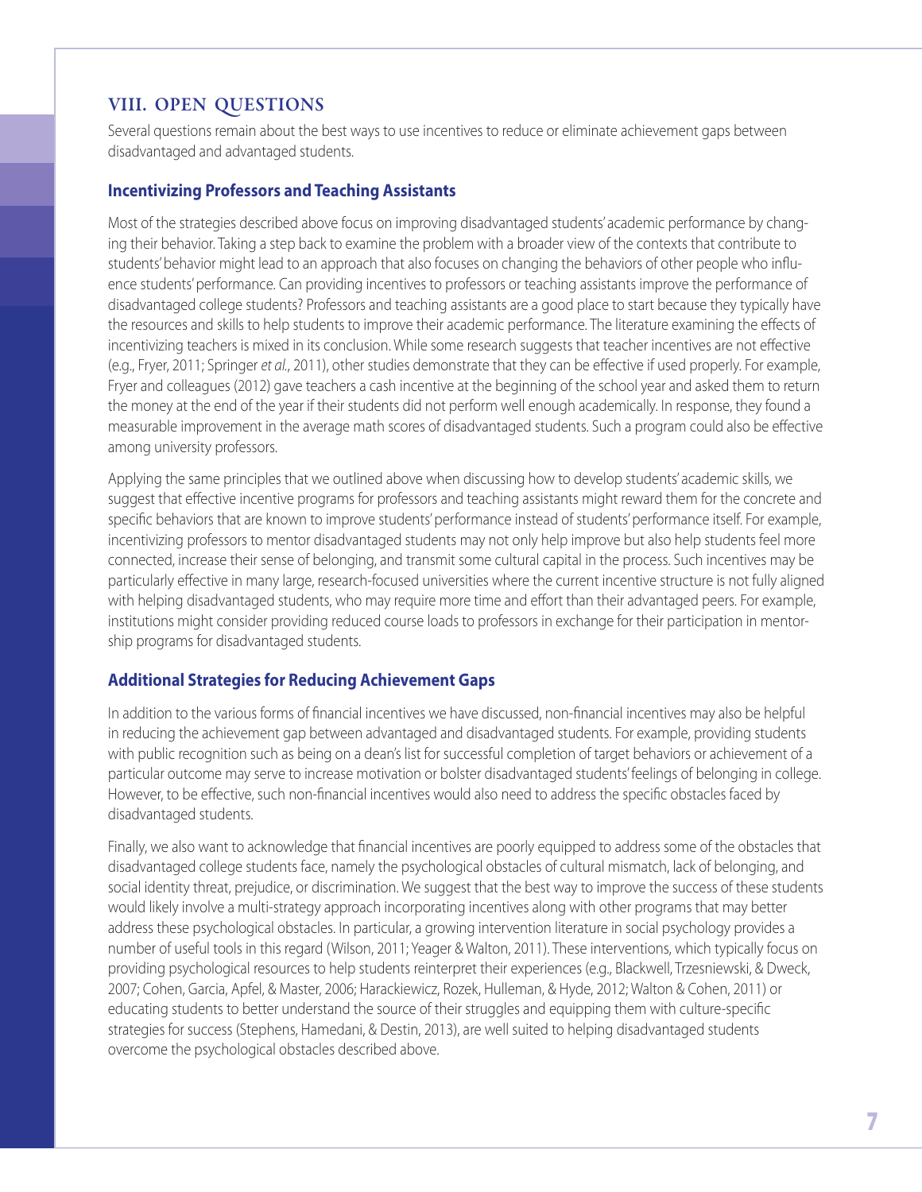## VIII. OPEN QUESTIONS

Several questions remain about the best ways to use incentives to reduce or eliminate achievement gaps between disadvantaged and advantaged students.

### Incentivizing Professors and Teaching Assistants

Most of the strategies described above focus on improving disadvantaged students' academic performance by changing their behavior. Taking a step back to examine the problem with a broader view of the contexts that contribute to students' behavior might lead to an approach that also focuses on changing the behaviors of other people who influence students' performance. Can providing incentives to professors or teaching assistants improve the performance of disadvantaged college students? Professors and teaching assistants are a good place to start because they typically have the resources and skills to help students to improve their academic performance. The literature examining the effects of incentivizing teachers is mixed in its conclusion. While some research suggests that teacher incentives are not effective (e.g., Fryer, 2011; Springer *et al.*, 2011), other studies demonstrate that they can be effective if used properly. For example, Fryer and colleagues (2012) gave teachers a cash incentive at the beginning of the school year and asked them to return the money at the end of the year if their students did not perform well enough academically. In response, they found a measurable improvement in the average math scores of disadvantaged students. Such a program could also be effective among university professors.

Applying the same principles that we outlined above when discussing how to develop students' academic skills, we suggest that effective incentive programs for professors and teaching assistants might reward them for the concrete and specific behaviors that are known to improve students' performance instead of students' performance itself. For example, incentivizing professors to mentor disadvantaged students may not only help improve but also help students feel more connected, increase their sense of belonging, and transmit some cultural capital in the process. Such incentives may be particularly effective in many large, research-focused universities where the current incentive structure is not fully aligned with helping disadvantaged students, who may require more time and effort than their advantaged peers. For example, institutions might consider providing reduced course loads to professors in exchange for their participation in mentorship programs for disadvantaged students.

### Additional Strategies for Reducing Achievement Gaps

In addition to the various forms of financial incentives we have discussed, non-financial incentives may also be helpful in reducing the achievement gap between advantaged and disadvantaged students. For example, providing students with public recognition such as being on a dean's list for successful completion of target behaviors or achievement of a particular outcome may serve to increase motivation or bolster disadvantaged students' feelings of belonging in college. However, to be effective, such non-financial incentives would also need to address the specific obstacles faced by disadvantaged students.

Finally, we also want to acknowledge that financial incentives are poorly equipped to address some of the obstacles that disadvantaged college students face, namely the psychological obstacles of cultural mismatch, lack of belonging, and social identity threat, prejudice, or discrimination. We suggest that the best way to improve the success of these students would likely involve a multi-strategy approach incorporating incentives along with other programs that may better address these psychological obstacles. In particular, a growing intervention literature in social psychology provides a number of useful tools in this regard (Wilson, 2011; Yeager & Walton, 2011). These interventions, which typically focus on providing psychological resources to help students reinterpret their experiences (e.g., Blackwell, Trzesniewski, & Dweck, 2007; Cohen, Garcia, Apfel, & Master, 2006; Harackiewicz, Rozek, Hulleman, & Hyde, 2012; Walton & Cohen, 2011) or educating students to better understand the source of their struggles and equipping them with culture-specific strategies for success (Stephens, Hamedani, & Destin, 2013), are well suited to helping disadvantaged students overcome the psychological obstacles described above.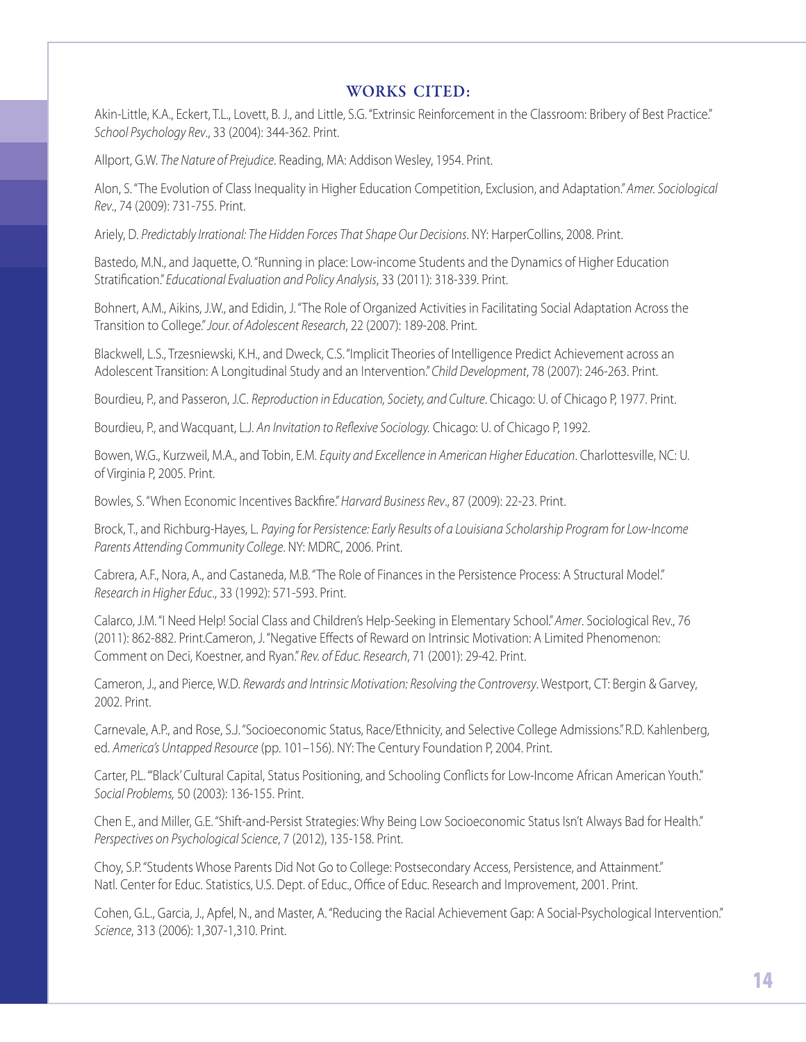## WORKS CITED:

Akin-Little, K.A., Eckert, T.L., Lovett, B. J., and Little, S.G. "Extrinsic Reinforcement in the Classroom: Bribery of Best Practice." *School Psychology Rev*., 33 (2004): 344-362. Print.

Allport, G.W. *The Nature of Prejudice*. Reading, MA: Addison Wesley, 1954. Print.

Alon, S. "The Evolution of Class Inequality in Higher Education Competition, Exclusion, and Adaptation." *Amer. Sociological Rev*., 74 (2009): 731-755. Print.

Ariely, D. *Predictably Irrational: The Hidden Forces That Shape Our Decisions*. NY: HarperCollins, 2008. Print.

Bastedo, M.N., and Jaquette, O. "Running in place: Low-income Students and the Dynamics of Higher Education Stratification." *Educational Evaluation and Policy Analysis*, 33 (2011): 318-339. Print.

Bohnert, A.M., Aikins, J.W., and Edidin, J. "The Role of Organized Activities in Facilitating Social Adaptation Across the Transition to College." *Jour. of Adolescent Research*, 22 (2007): 189-208. Print.

Blackwell, L.S., Trzesniewski, K.H., and Dweck, C.S. "Implicit Theories of Intelligence Predict Achievement across an Adolescent Transition: A Longitudinal Study and an Intervention." *Child Development*, 78 (2007): 246-263. Print.

Bourdieu, P., and Passeron, J.C. *Reproduction in Education, Society, and Culture*. Chicago: U. of Chicago P, 1977. Print.

Bourdieu, P., and Wacquant, L.J. *An Invitation to Reflexive Sociology.* Chicago: U. of Chicago P, 1992.

Bowen, W.G., Kurzweil, M.A., and Tobin, E.M. *Equity and Excellence in American Higher Education*. Charlottesville, NC: U. of Virginia P, 2005. Print.

Bowles, S. "When Economic Incentives Backfire." *Harvard Business Rev*., 87 (2009): 22-23. Print.

Brock, T., and Richburg-Hayes, L. *Paying for Persistence: Early Results of a Louisiana Scholarship Program for Low-Income Parents Attending Community College*. NY: MDRC, 2006. Print.

Cabrera, A.F., Nora, A., and Castaneda, M.B. "The Role of Finances in the Persistence Process: A Structural Model." *Research in Higher Educ*., 33 (1992): 571-593. Print.

Calarco, J.M. "I Need Help! Social Class and Children's Help-Seeking in Elementary School." *Amer*. Sociological Rev., 76 (2011): 862-882. Print.Cameron, J. "Negative Effects of Reward on Intrinsic Motivation: A Limited Phenomenon: Comment on Deci, Koestner, and Ryan." *Rev. of Educ. Research*, 71 (2001): 29-42. Print.

Cameron, J., and Pierce, W.D. *Rewards and Intrinsic Motivation: Resolving the Controversy*. Westport, CT: Bergin & Garvey, 2002. Print.

Carnevale, A.P., and Rose, S.J. "Socioeconomic Status, Race/Ethnicity, and Selective College Admissions." R.D. Kahlenberg, ed. *America's Untapped Resource* (pp. 101–156). NY: The Century Foundation P, 2004. Print.

Carter, P.L. "'Black' Cultural Capital, Status Positioning, and Schooling Conflicts for Low-Income African American Youth." *Social Problems,* 50 (2003): 136-155. Print.

Chen E., and Miller, G.E. "Shift-and-Persist Strategies: Why Being Low Socioeconomic Status Isn't Always Bad for Health." *Perspectives on Psychological Science*, 7 (2012), 135-158. Print.

Choy, S.P. "Students Whose Parents Did Not Go to College: Postsecondary Access, Persistence, and Attainment." Natl. Center for Educ. Statistics, U.S. Dept. of Educ., Office of Educ. Research and Improvement, 2001. Print.

Cohen, G.L., Garcia, J., Apfel, N., and Master, A. "Reducing the Racial Achievement Gap: A Social-Psychological Intervention." *Science*, 313 (2006): 1,307-1,310. Print.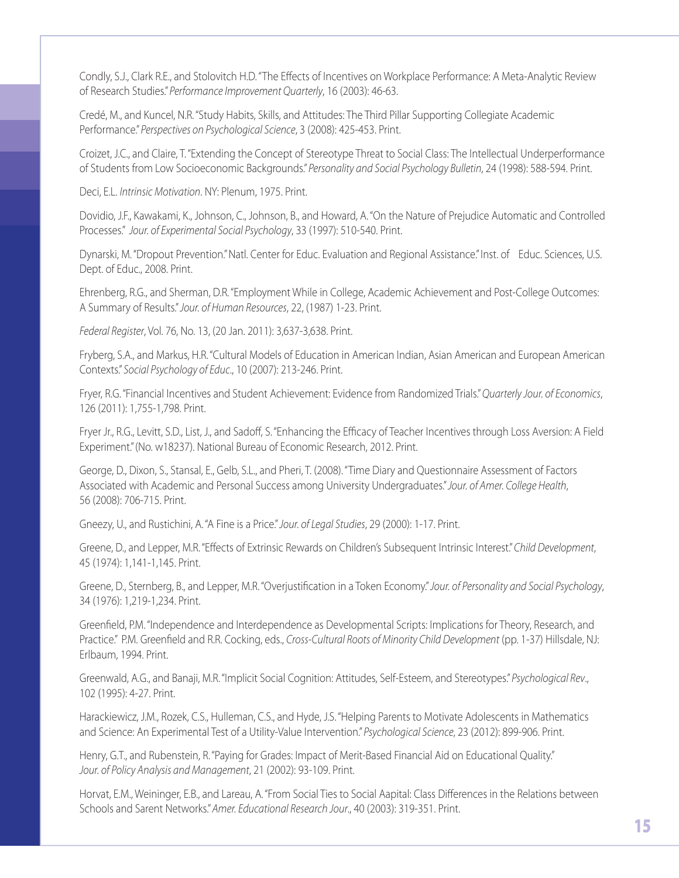Condly, S.J., Clark R.E., and Stolovitch H.D. "The Effects of Incentives on Workplace Performance: A Meta-Analytic Review of Research Studies." *Performance Improvement Quarterly*, 16 (2003): 46-63.

Credé, M., and Kuncel, N.R. "Study Habits, Skills, and Attitudes: The Third Pillar Supporting Collegiate Academic Performance." *Perspectives on Psychological Science*, 3 (2008): 425-453. Print.

Croizet, J.C., and Claire, T. "Extending the Concept of Stereotype Threat to Social Class: The Intellectual Underperformance of Students from Low Socioeconomic Backgrounds." *Personality and Social Psychology Bulletin*, 24 (1998): 588-594. Print.

Deci, E.L. *Intrinsic Motivation*. NY: Plenum, 1975. Print.

Dovidio, J.F., Kawakami, K., Johnson, C., Johnson, B., and Howard, A. "On the Nature of Prejudice Automatic and Controlled Processes." *Jour. of Experimental Social Psychology*, 33 (1997): 510-540. Print.

Dynarski, M. "Dropout Prevention." Natl. Center for Educ. Evaluation and Regional Assistance." Inst. of Educ. Sciences, U.S. Dept. of Educ., 2008. Print.

Ehrenberg, R.G., and Sherman, D.R. "Employment While in College, Academic Achievement and Post-College Outcomes: A Summary of Results." *Jour. of Human Resources*, 22, (1987) 1-23. Print.

*Federal Register*, Vol. 76, No. 13, (20 Jan. 2011): 3,637-3,638. Print.

Fryberg, S.A., and Markus, H.R. "Cultural Models of Education in American Indian, Asian American and European American Contexts." *Social Psychology of Educ.*, 10 (2007): 213-246. Print.

Fryer, R.G. "Financial Incentives and Student Achievement: Evidence from Randomized Trials." *Quarterly Jour. of Economics*, 126 (2011): 1,755-1,798. Print.

Fryer Jr., R.G., Levitt, S.D., List, J., and Sadoff, S. "Enhancing the Efficacy of Teacher Incentives through Loss Aversion: A Field Experiment." (No. w18237). National Bureau of Economic Research, 2012. Print.

George, D., Dixon, S., Stansal, E., Gelb, S.L., and Pheri, T. (2008). "Time Diary and Questionnaire Assessment of Factors Associated with Academic and Personal Success among University Undergraduates." *Jour. of Amer. College Health*, 56 (2008): 706-715. Print.

Gneezy, U., and Rustichini, A. "A Fine is a Price." *Jour. of Legal Studies*, 29 (2000): 1-17. Print.

Greene, D., and Lepper, M.R. "Effects of Extrinsic Rewards on Children's Subsequent Intrinsic Interest." *Child Development*, 45 (1974): 1,141-1,145. Print.

Greene, D., Sternberg, B., and Lepper, M.R. "Overjustification in a Token Economy." *Jour. of Personality and Social Psychology*, 34 (1976): 1,219-1,234. Print.

Greenfield, P.M. "Independence and Interdependence as Developmental Scripts: Implications for Theory, Research, and Practice." P.M. Greenfield and R.R. Cocking, eds., *Cross-Cultural Roots of Minority Child Development* (pp. 1-37) Hillsdale, NJ: Erlbaum, 1994. Print.

Greenwald, A.G., and Banaji, M.R. "Implicit Social Cognition: Attitudes, Self-Esteem, and Stereotypes." *Psychological Rev.*, 102 (1995): 4-27. Print.

Harackiewicz, J.M., Rozek, C.S., Hulleman, C.S., and Hyde, J.S. "Helping Parents to Motivate Adolescents in Mathematics and Science: An Experimental Test of a Utility-Value Intervention." *Psychological Science*, 23 (2012): 899-906. Print.

Henry, G.T., and Rubenstein, R. "Paying for Grades: Impact of Merit-Based Financial Aid on Educational Quality." *Jour. of Policy Analysis and Management*, 21 (2002): 93-109. Print.

Horvat, E.M., Weininger, E.B., and Lareau, A. "From Social Ties to Social Aapital: Class Differences in the Relations between Schools and Sarent Networks." *Amer. Educational Research Jour.*, 40 (2003): 319-351. Print.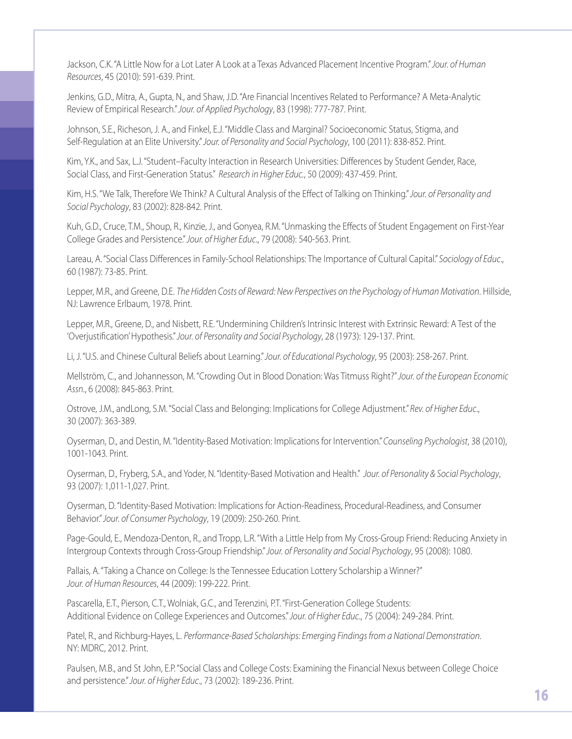Jackson, C.K. "A Little Now for a Lot Later A Look at a Texas Advanced Placement Incentive Program." *Jour. of Human Resources*, 45 (2010): 591-639. Print.

Jenkins, G.D., Mitra, A., Gupta, N., and Shaw, J.D. "Are Financial Incentives Related to Performance? A Meta-Analytic Review of Empirical Research." *Jour. of Applied Psychology*, 83 (1998): 777-787. Print.

Johnson, S.E., Richeson, J. A., and Finkel, E.J. "Middle Class and Marginal? Socioeconomic Status, Stigma, and Self-Regulation at an Elite University." *Jour. of Personality and Social Psychology*, 100 (2011): 838-852. Print.

Kim, Y.K., and Sax, L.J. "Student–Faculty Interaction in Research Universities: Differences by Student Gender, Race, Social Class, and First-Generation Status." *Research in Higher Educ.*, 50 (2009): 437-459. Print.

Kim, H.S. "We Talk, Therefore We Think? A Cultural Analysis of the Effect of Talking on Thinking." *Jour. of Personality and Social Psychology*, 83 (2002): 828-842. Print.

Kuh, G.D., Cruce, T.M., Shoup, R., Kinzie, J., and Gonyea, R.M. "Unmasking the Effects of Student Engagement on First-Year College Grades and Persistence." *Jour. of Higher Educ.*, 79 (2008): 540-563. Print.

Lareau, A. "Social Class Differences in Family-School Relationships: The Importance of Cultural Capital." *Sociology of Educ.*, 60 (1987): 73-85. Print.

Lepper, M.R., and Greene, D.E. *The Hidden Costs of Reward: New Perspectives on the Psychology of Human Motivation*. Hillside, NJ: Lawrence Erlbaum, 1978. Print.

Lepper, M.R., Greene, D., and Nisbett, R.E. "Undermining Children's Intrinsic Interest with Extrinsic Reward: A Test of the 'Overjustification' Hypothesis." *Jour. of Personality and Social Psychology*, 28 (1973): 129-137. Print.

Li, J. "U.S. and Chinese Cultural Beliefs about Learning." *Jour. of Educational Psychology*, 95 (2003): 258-267. Print.

Mellström, C., and Johannesson, M. "Crowding Out in Blood Donation: Was Titmuss Right?" *Jour. of the European Economic Assn.*, 6 (2008): 845-863. Print.

Ostrove, J.M., andLong, S.M. "Social Class and Belonging: Implications for College Adjustment." *Rev. of Higher Educ.*, 30 (2007): 363-389.

Oyserman, D., and Destin, M. "Identity-Based Motivation: Implications for Intervention." *Counseling Psychologist*, 38 (2010), 1001-1043. Print.

Oyserman, D., Fryberg, S.A., and Yoder, N. "Identity-Based Motivation and Health." *Jour. of Personality & Social Psychology*, 93 (2007): 1,011-1,027. Print.

Oyserman, D. "Identity-Based Motivation: Implications for Action-Readiness, Procedural-Readiness, and Consumer Behavior." *Jour. of Consumer Psychology*, 19 (2009): 250-260. Print.

Page-Gould, E., Mendoza-Denton, R., and Tropp, L.R. "With a Little Help from My Cross-Group Friend: Reducing Anxiety in Intergroup Contexts through Cross-Group Friendship." *Jour. of Personality and Social Psychology*, 95 (2008): 1080.

Pallais, A. "Taking a Chance on College: Is the Tennessee Education Lottery Scholarship a Winner?" *Jour. of Human Resources*, 44 (2009): 199-222. Print.

Pascarella, E.T., Pierson, C.T., Wolniak, G.C., and Terenzini, P.T. "First-Generation College Students: Additional Evidence on College Experiences and Outcomes." *Jour. of Higher Educ.*, 75 (2004): 249-284. Print.

Patel, R., and Richburg-Hayes, L. *Performance-Based Scholarships: Emerging Findings from a National Demonstration*. NY: MDRC, 2012. Print.

Paulsen, M.B., and St John, E.P. "Social Class and College Costs: Examining the Financial Nexus between College Choice and persistence." *Jour. of Higher Educ.*, 73 (2002): 189-236. Print.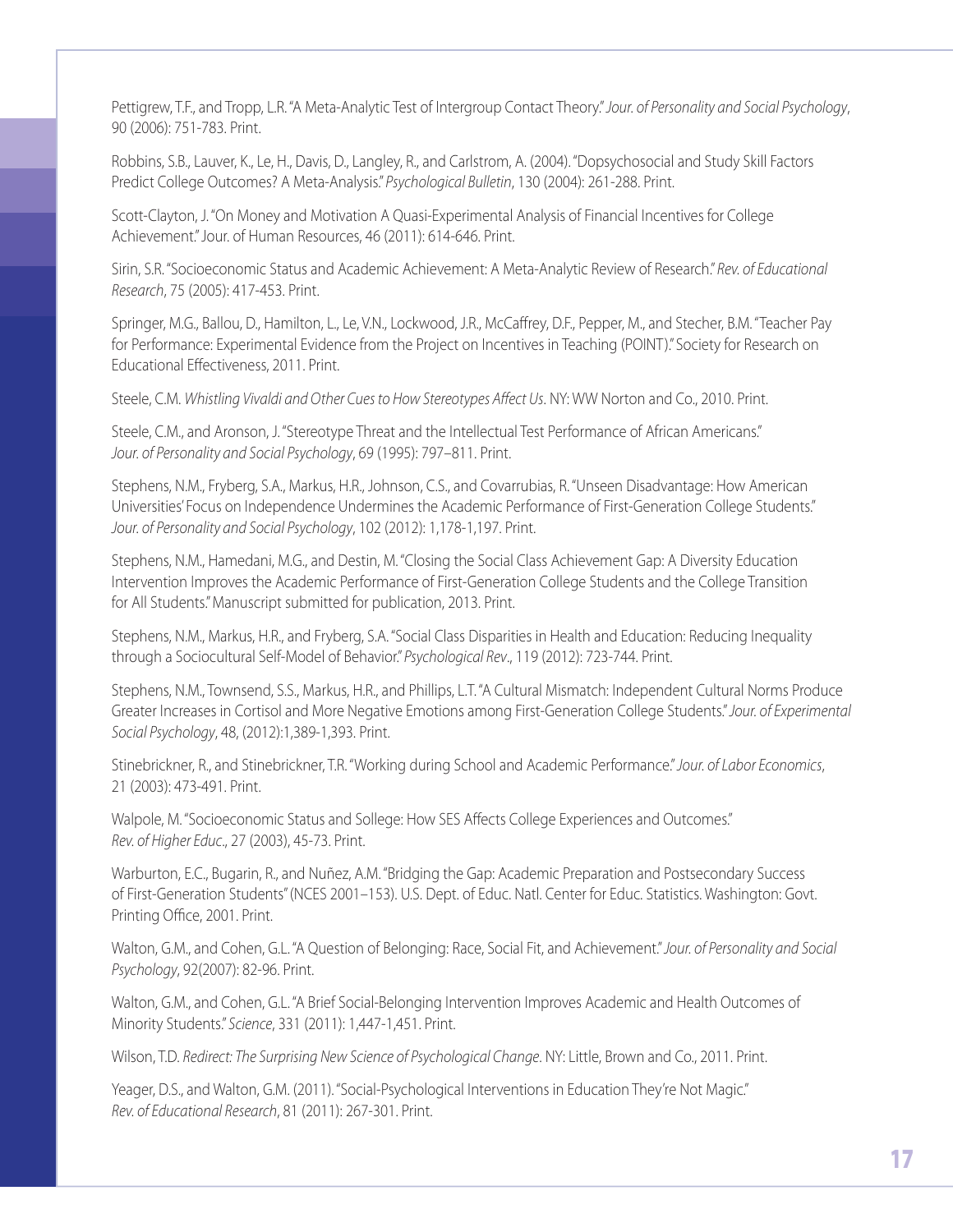Pettigrew, T.F., and Tropp, L.R. "A Meta-Analytic Test of Intergroup Contact Theory." *Jour. of Personality and Social Psychology*, 90 (2006): 751-783. Print.

Robbins, S.B., Lauver, K., Le, H., Davis, D., Langley, R., and Carlstrom, A. (2004). "Dopsychosocial and Study Skill Factors Predict College Outcomes? A Meta-Analysis." *Psychological Bulletin*, 130 (2004): 261-288. Print.

Scott-Clayton, J. "On Money and Motivation A Quasi-Experimental Analysis of Financial Incentives for College Achievement." Jour. of Human Resources, 46 (2011): 614-646. Print.

Sirin, S.R. "Socioeconomic Status and Academic Achievement: A Meta-Analytic Review of Research." *Rev. of Educational Research*, 75 (2005): 417-453. Print.

Springer, M.G., Ballou, D., Hamilton, L., Le, V.N., Lockwood, J.R., McCaffrey, D.F., Pepper, M., and Stecher, B.M. "Teacher Pay for Performance: Experimental Evidence from the Project on Incentives in Teaching (POINT)." Society for Research on Educational Effectiveness, 2011. Print.

Steele, C.M. *Whistling Vivaldi and Other Cues to How Stereotypes Affect Us*. NY: WW Norton and Co., 2010. Print.

Steele, C.M., and Aronson, J. "Stereotype Threat and the Intellectual Test Performance of African Americans." *Jour. of Personality and Social Psychology*, 69 (1995): 797–811. Print.

Stephens, N.M., Fryberg, S.A., Markus, H.R., Johnson, C.S., and Covarrubias, R. "Unseen Disadvantage: How American Universities' Focus on Independence Undermines the Academic Performance of First-Generation College Students." *Jour. of Personality and Social Psychology*, 102 (2012): 1,178-1,197. Print.

Stephens, N.M., Hamedani, M.G., and Destin, M. "Closing the Social Class Achievement Gap: A Diversity Education Intervention Improves the Academic Performance of First-Generation College Students and the College Transition for All Students." Manuscript submitted for publication, 2013. Print.

Stephens, N.M., Markus, H.R., and Fryberg, S.A. "Social Class Disparities in Health and Education: Reducing Inequality through a Sociocultural Self-Model of Behavior." *Psychological Rev*., 119 (2012): 723-744. Print.

Stephens, N.M., Townsend, S.S., Markus, H.R., and Phillips, L.T. "A Cultural Mismatch: Independent Cultural Norms Produce Greater Increases in Cortisol and More Negative Emotions among First-Generation College Students." *Jour. of Experimental Social Psychology*, 48, (2012):1,389-1,393. Print.

Stinebrickner, R., and Stinebrickner, T.R. "Working during School and Academic Performance." *Jour. of Labor Economics*, 21 (2003): 473-491. Print.

Walpole, M. "Socioeconomic Status and Sollege: How SES Affects College Experiences and Outcomes." *Rev. of Higher Educ*., 27 (2003), 45-73. Print.

Warburton, E.C., Bugarin, R., and Nuñez, A.M. "Bridging the Gap: Academic Preparation and Postsecondary Success of First-Generation Students" (NCES 2001–153). U.S. Dept. of Educ. Natl. Center for Educ. Statistics. Washington: Govt. Printing Office, 2001. Print.

Walton, G.M., and Cohen, G.L. "A Question of Belonging: Race, Social Fit, and Achievement." *Jour. of Personality and Social Psychology*, 92(2007): 82-96. Print.

Walton, G.M., and Cohen, G.L. "A Brief Social-Belonging Intervention Improves Academic and Health Outcomes of Minority Students." *Science*, 331 (2011): 1,447-1,451. Print.

Wilson, T.D. *Redirect: The Surprising New Science of Psychological Change*. NY: Little, Brown and Co., 2011. Print.

Yeager, D.S., and Walton, G.M. (2011). "Social-Psychological Interventions in Education They're Not Magic." *Rev. of Educational Research*, 81 (2011): 267-301. Print.